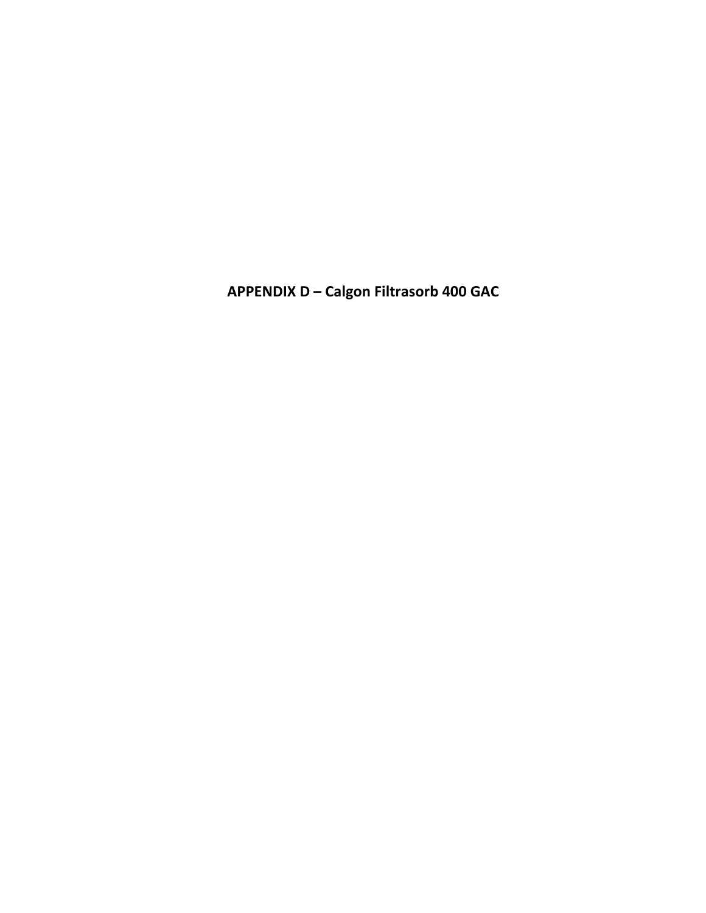# APPENDIX D – Calgon Filtrasorb 400 GAC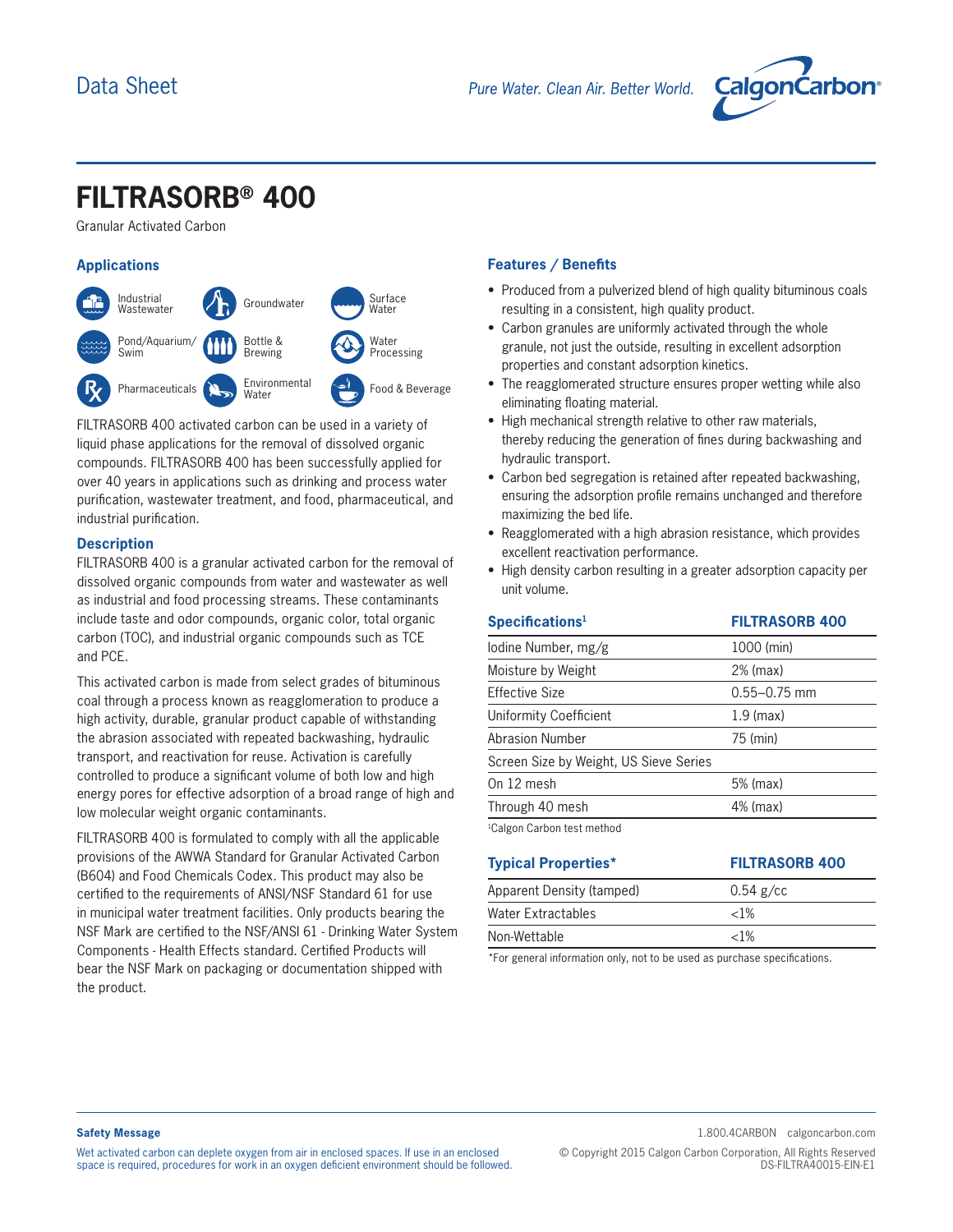Data Sheet

*Pure Water. Clean Air. Better World.*

# FILTRASORB® 400

Granular Activated Carbon

## Applications

- Industrial Wastewater
- Groundwater
- Surface Water
- Pond/Aquarium/Swim
- Bottle & Brewing
- Water Processing
- Pharmaceuticals
- Environmental Water
- Food & Beverage

FILTRASORB 400 activated carbon can be used in a variety of liquid phase applications for the removal of dissolved organic compounds. FILTRASORB 400 has been successfully applied for over 40 years in applications such as drinking and process water purification, wastewater treatment, and food, pharmaceutical, and industrial purification.

## Description

FILTRASORB 400 is a granular activated carbon for the removal of dissolved organic compounds from water and wastewater as well as industrial and food processing streams. These contaminants include taste and odor compounds, organic color, total organic carbon (TOC), and industrial organic compounds such as TCE and PCE.

This activated carbon is made from select grades of bituminous coal through a process known as reagglomeration to produce a high activity, durable, granular product capable of withstanding the abrasion associated with repeated backwashing, hydraulic transport, and reactivation for reuse. Activation is carefully controlled to produce a significant volume of both low and high energy pores for effective adsorption of a broad range of high and low molecular weight organic contaminants.

FILTRASORB 400 is formulated to comply with all the applicable provisions of the AWWA Standard for Granular Activated Carbon (B604) and Food Chemicals Codex. This product may also be certified to the requirements of ANSI/NSF Standard 61 for use in municipal water treatment facilities. Only products bearing the NSF Mark are certified to the NSF/ANSI 61 - Drinking Water System Components - Health Effects standard. Certified Products will bear the NSF Mark on packaging or documentation shipped with the product.

## Features / Benefits

- Produced from a pulverized blend of high quality bituminous coals resulting in a consistent, high quality product.
- Carbon granules are uniformly activated through the whole granule, not just the outside, resulting in excellent adsorption properties and constant adsorption kinetics.
- The reagglomerated structure ensures proper wetting while also eliminating floating material.
- High mechanical strength relative to other raw materials, thereby reducing the generation of fines during backwashing and hydraulic transport.
- Carbon bed segregation is retained after repeated backwashing, ensuring the adsorption profile remains unchanged and therefore maximizing the bed life.
- Reagglomerated with a high abrasion resistance, which provides excellent reactivation performance.
- High density carbon resulting in a greater adsorption capacity per unit volume.

| Specifications[1] | FILTRASORB 400 |
|---|---|
| Iodine Number, mg/g | 1000 (min) |
| Moisture by Weight | 2% (max) |
| Effective Size | 0.55–0.75 mm |
| Uniformity Coefficient | 1.9 (max) |
| Abrasion Number | 75 (min) |
| Screen Size by Weight, US Sieve Series | |
| On 12 mesh | 5% (max) |
| Through 40 mesh | 4% (max) |

[1]Calgon Carbon test method

| Typical Properties* | FILTRASORB 400 |
|---|---|
| Apparent Density (tamped) | 0.54 g/cc |
| Water Extractables | <1% |
| Non-Wettable | <1% |

*For general information only, not to be used as purchase specifications.

**Safety Message**

Wet activated carbon can deplete oxygen from air in enclosed spaces. If use in an enclosed space is required, procedures for work in an oxygen deficient environment should be followed.

1.800.4CARBON calgoncarbon.com

© Copyright 2015 Calgon Carbon Corporation, All Rights Reserved
DS-FILTRA40015-EIN-E1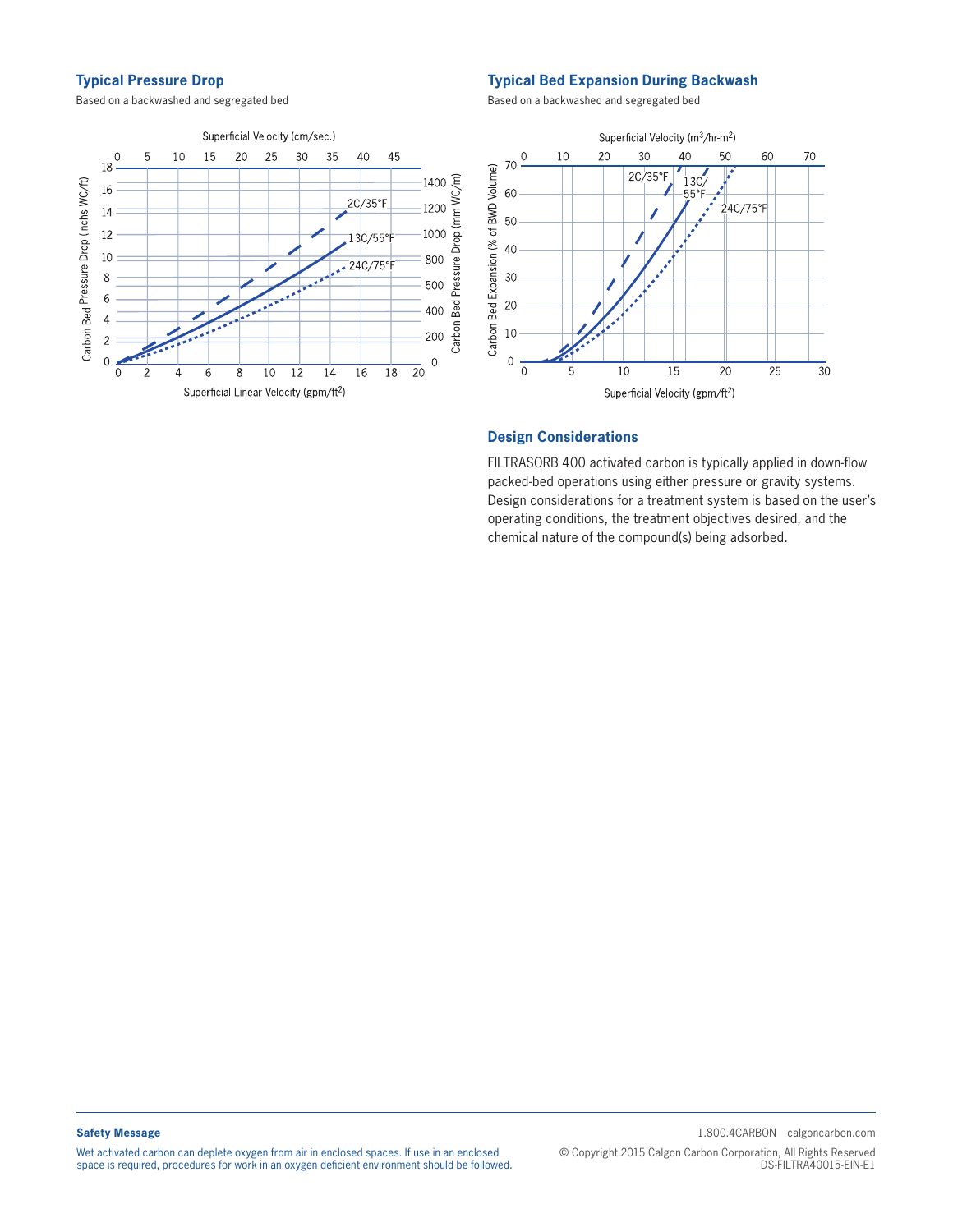## Typical Pressure Drop

Based on a backwashed and segregated bed

Superficial Velocity (cm/sec.)

0 5 10 15 20 25 30 35 40 45

Carbon Bed Pressure Drop (Inchs WC/ft)

18 16 14 12 10 8 6 4 2 0

Carbon Bed Pressure Drop (mm WC/m)

1400 1200 1000 800 500 400 200 0

2C/35°F

13C/55°F

24C/75°F

0 2 4 6 8 10 12 14 16 18 20

Superficial Linear Velocity (gpm/ft$^2$)

## Typical Bed Expansion During Backwash

Based on a backwashed and segregated bed

Superficial Velocity (m$^3$/hr-m$^2$)

0 10 20 30 40 50 60 70

Carbon Bed Expansion (% of BWD Volume)

70 60 50 40 30 20 10 0

2C/35°F

13C/55°F

24C/75°F

0 5 10 15 20 25 30

Superficial Velocity (gpm/ft$^2$)

## Design Considerations

FILTRASORB 400 activated carbon is typically applied in down-flow packed-bed operations using either pressure or gravity systems. Design considerations for a treatment system is based on the user's operating conditions, the treatment objectives desired, and the chemical nature of the compound(s) being adsorbed.

**Safety Message**

Wet activated carbon can deplete oxygen from air in enclosed spaces. If use in an enclosed space is required, procedures for work in an oxygen deficient environment should be followed.

1.800.4CARBON calgoncarbon.com

© Copyright 2015 Calgon Carbon Corporation, All Rights Reserved
DS-FILTRA40015-EIN-E1